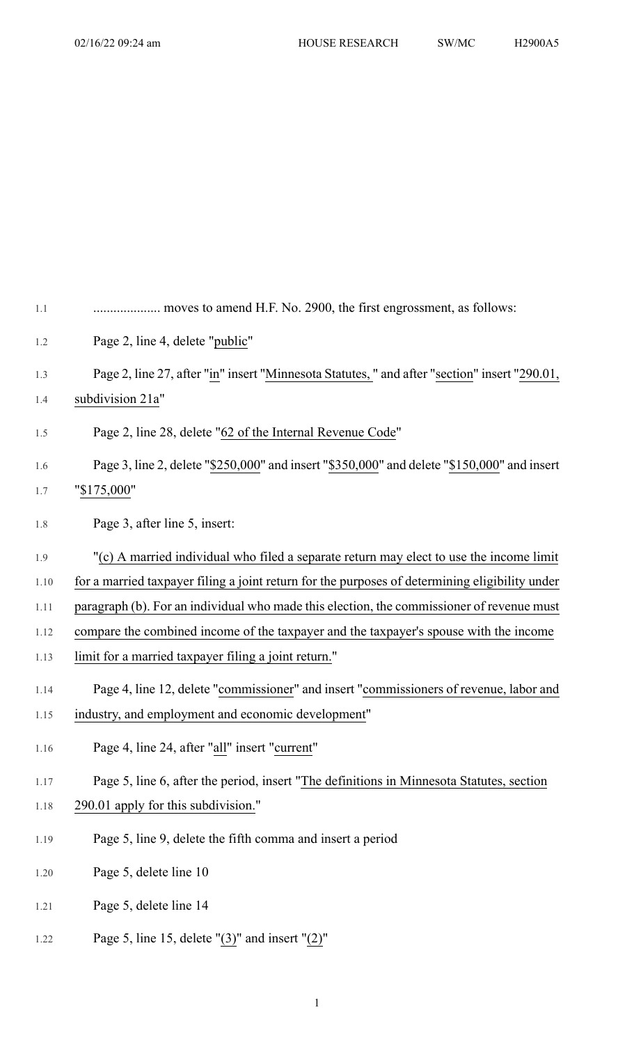.................... moves to amend H.F. No. 2900, the first engrossment, as follows:

Page 2, line 4, delete "public"

Page 2, line 27, after "in" insert "Minnesota Statutes, " and after "section" insert "290.01, subdivision 21a"

Page 2, line 28, delete "62 of the Internal Revenue Code"

Page 3, line 2, delete "$250,000" and insert "$350,000" and delete "$150,000" and insert "$175,000"

Page 3, after line 5, insert:

"(c) A married individual who filed a separate return may elect to use the income limit for a married taxpayer filing a joint return for the purposes of determining eligibility under paragraph (b). For an individual who made this election, the commissioner of revenue must compare the combined income of the taxpayer and the taxpayer's spouse with the income limit for a married taxpayer filing a joint return."

Page 4, line 12, delete "commissioner" and insert "commissioners of revenue, labor and industry, and employment and economic development"

Page 4, line 24, after "all" insert "current"

Page 5, line 6, after the period, insert "The definitions in Minnesota Statutes, section 290.01 apply for this subdivision."

Page 5, line 9, delete the fifth comma and insert a period

Page 5, delete line 10

Page 5, delete line 14

Page 5, line 15, delete "(3)" and insert "(2)"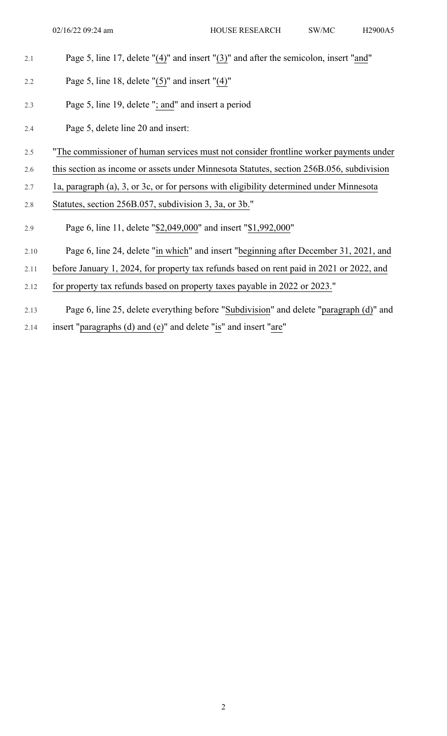2.1 Page 5, line 17, delete "(4)" and insert "(3)" and after the semicolon, insert "and"

2.2 Page 5, line 18, delete "(5)" and insert "(4)"

2.3 Page 5, line 19, delete "; and" and insert a period

2.4 Page 5, delete line 20 and insert:

2.5 "The commissioner of human services must not consider frontline worker payments under
2.6 this section as income or assets under Minnesota Statutes, section 256B.056, subdivision
2.7 1a, paragraph (a), 3, or 3c, or for persons with eligibility determined under Minnesota
2.8 Statutes, section 256B.057, subdivision 3, 3a, or 3b."

2.9 Page 6, line 11, delete "$2,049,000" and insert "$1,992,000"

2.10 Page 6, line 24, delete "in which" and insert "beginning after December 31, 2021, and
2.11 before January 1, 2024, for property tax refunds based on rent paid in 2021 or 2022, and
2.12 for property tax refunds based on property taxes payable in 2022 or 2023."

2.13 Page 6, line 25, delete everything before "Subdivision" and delete "paragraph (d)" and
2.14 insert "paragraphs (d) and (e)" and delete "is" and insert "are"